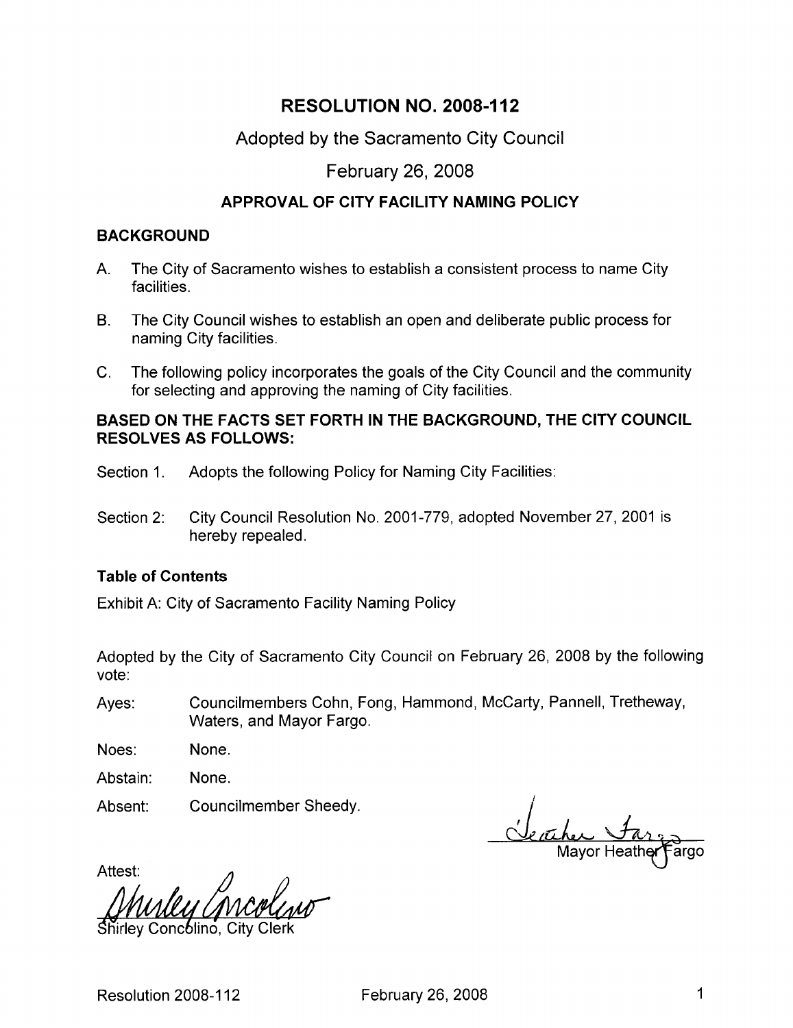# RESOLUTION NO. 2008-112

Adopted by the Sacramento City Council

February 26, 2008

## APPROVAL OF CITY FACILITY NAMING POLICY

### BACKGROUND

A. The City of Sacramento wishes to establish a consistent process to name City facilities.

B. The City Council wishes to establish an open and deliberate public process for naming City facilities.

C. The following policy incorporates the goals of the City Council and the community for selecting and approving the naming of City facilities.

### BASED ON THE FACTS SET FORTH IN THE BACKGROUND, THE CITY COUNCIL RESOLVES AS FOLLOWS:

Section 1. Adopts the following Policy for Naming City Facilities:

Section 2: City Council Resolution No. 2001-779, adopted November 27, 2001 is hereby repealed.

**Table of Contents**

Exhibit A: City of Sacramento Facility Naming Policy

Adopted by the City of Sacramento City Council on February 26, 2008 by the following vote:

Ayes: Councilmembers Cohn, Fong, Hammond, McCarty, Pannell, Tretheway, Waters, and Mayor Fargo.

Noes: None.

Abstain: None.

Absent: Councilmember Sheedy.

Mayor Heather Fargo

Attest:

Shirley Concolino, City Clerk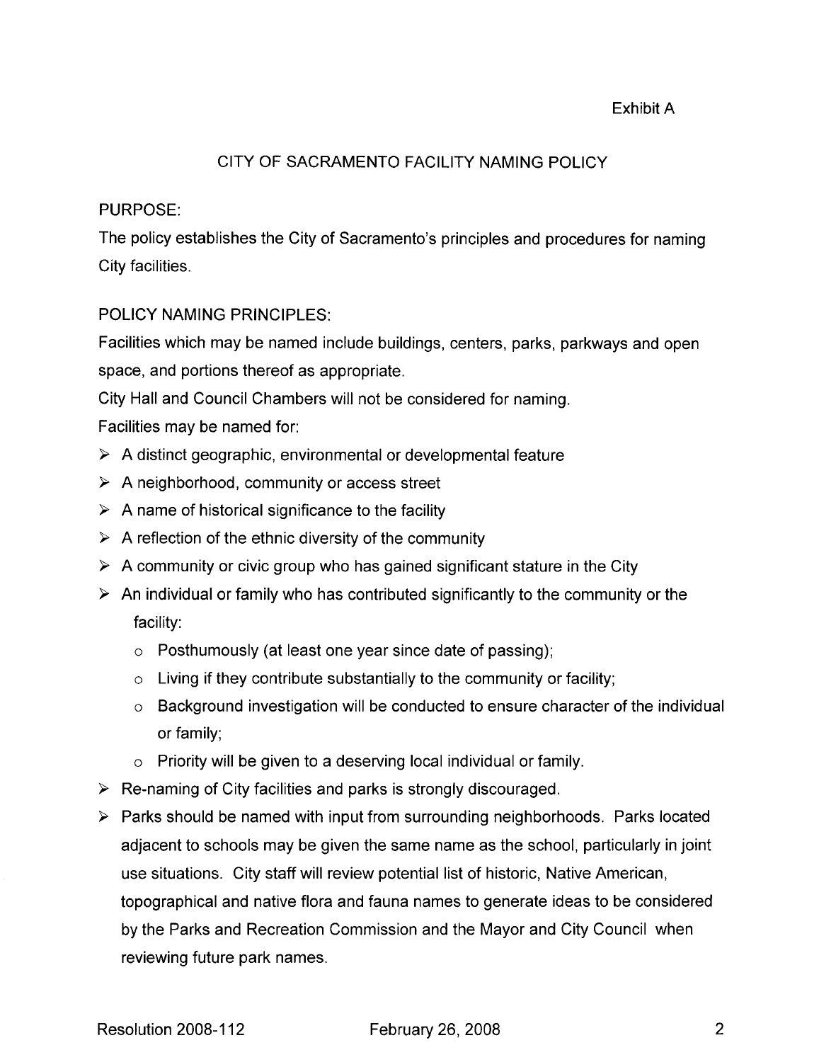Exhibit A

# CITY OF SACRAMENTO FACILITY NAMING POLICY

## PURPOSE:

The policy establishes the City of Sacramento's principles and procedures for naming City facilities.

## POLICY NAMING PRINCIPLES:

Facilities which may be named include buildings, centers, parks, parkways and open space, and portions thereof as appropriate.

City Hall and Council Chambers will not be considered for naming.

Facilities may be named for:

- A distinct geographic, environmental or developmental feature
- A neighborhood, community or access street
- A name of historical significance to the facility
- A reflection of the ethnic diversity of the community
- A community or civic group who has gained significant stature in the City
- An individual or family who has contributed significantly to the community or the facility:
  - Posthumously (at least one year since date of passing);
  - Living if they contribute substantially to the community or facility;
  - Background investigation will be conducted to ensure character of the individual or family;
  - Priority will be given to a deserving local individual or family.
- Re-naming of City facilities and parks is strongly discouraged.
- Parks should be named with input from surrounding neighborhoods. Parks located adjacent to schools may be given the same name as the school, particularly in joint use situations. City staff will review potential list of historic, Native American, topographical and native flora and fauna names to generate ideas to be considered by the Parks and Recreation Commission and the Mayor and City Council when reviewing future park names.

Resolution 2008-112 February 26, 2008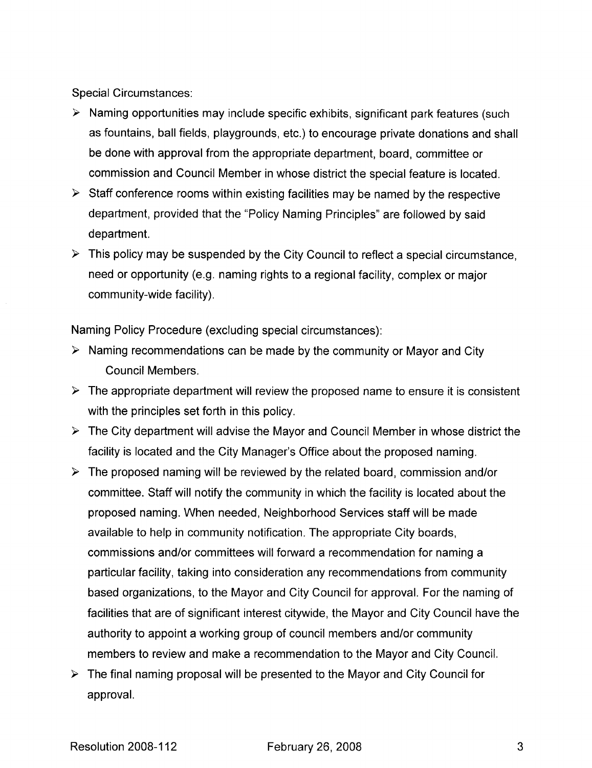Special Circumstances:

- Naming opportunities may include specific exhibits, significant park features (such as fountains, ball fields, playgrounds, etc.) to encourage private donations and shall be done with approval from the appropriate department, board, committee or commission and Council Member in whose district the special feature is located.
- Staff conference rooms within existing facilities may be named by the respective department, provided that the "Policy Naming Principles" are followed by said department.
- This policy may be suspended by the City Council to reflect a special circumstance, need or opportunity (e.g. naming rights to a regional facility, complex or major community-wide facility).

Naming Policy Procedure (excluding special circumstances):

- Naming recommendations can be made by the community or Mayor and City Council Members.
- The appropriate department will review the proposed name to ensure it is consistent with the principles set forth in this policy.
- The City department will advise the Mayor and Council Member in whose district the facility is located and the City Manager's Office about the proposed naming.
- The proposed naming will be reviewed by the related board, commission and/or committee. Staff will notify the community in which the facility is located about the proposed naming. When needed, Neighborhood Services staff will be made available to help in community notification. The appropriate City boards, commissions and/or committees will forward a recommendation for naming a particular facility, taking into consideration any recommendations from community based organizations, to the Mayor and City Council for approval. For the naming of facilities that are of significant interest citywide, the Mayor and City Council have the authority to appoint a working group of council members and/or community members to review and make a recommendation to the Mayor and City Council.
- The final naming proposal will be presented to the Mayor and City Council for approval.